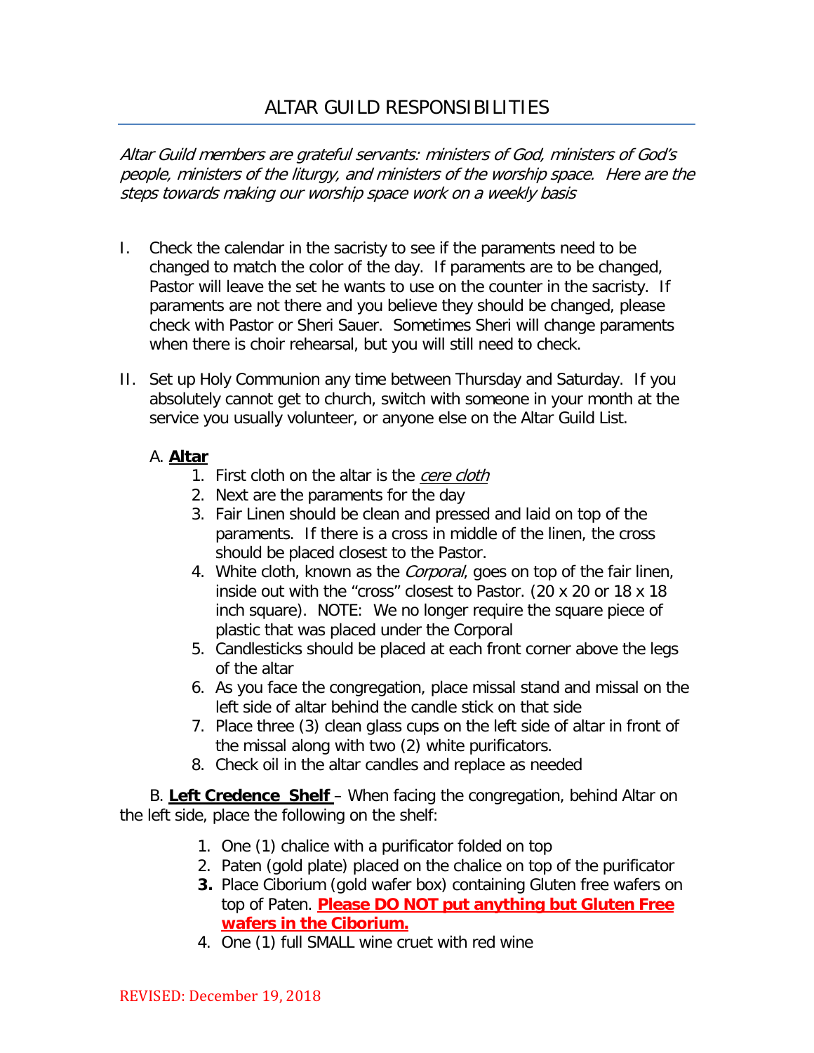# ALTAR GUILD RESPONSIBILITIES

*Altar Guild members are grateful servants: ministers of God, ministers of God's people, ministers of the liturgy, and ministers of the worship space. Here are the steps towards making our worship space work on a weekly basis*

I. Check the calendar in the sacristy to see if the paraments need to be changed to match the color of the day. If paraments are to be changed, Pastor will leave the set he wants to use on the counter in the sacristy. If paraments are not there and you believe they should be changed, please check with Pastor or Sheri Sauer. Sometimes Sheri will change paraments when there is choir rehearsal, but you will still need to check.

II. Set up Holy Communion any time between Thursday and Saturday. If you absolutely cannot get to church, switch with someone in your month at the service you usually volunteer, or anyone else on the Altar Guild List.

A. **Altar**

1. First cloth on the altar is the *cere cloth*
2. Next are the paraments for the day
3. Fair Linen should be clean and pressed and laid on top of the paraments. If there is a cross in middle of the linen, the cross should be placed closest to the Pastor.
4. White cloth, known as the *Corporal*, goes on top of the fair linen, inside out with the "cross" closest to Pastor. (20 x 20 or 18 x 18 inch square). NOTE: We no longer require the square piece of plastic that was placed under the Corporal
5. Candlesticks should be placed at each front corner above the legs of the altar
6. As you face the congregation, place missal stand and missal on the left side of altar behind the candle stick on that side
7. Place three (3) clean glass cups on the left side of altar in front of the missal along with two (2) white purificators.
8. Check oil in the altar candles and replace as needed

B. **Left Credence Shelf** – When facing the congregation, behind Altar on the left side, place the following on the shelf:

1. One (1) chalice with a purificator folded on top
2. Paten (gold plate) placed on the chalice on top of the purificator
3. Place Ciborium (gold wafer box) containing Gluten free wafers on top of Paten. **Please DO NOT put anything but Gluten Free wafers in the Ciborium.**
4. One (1) full SMALL wine cruet with red wine

REVISED: December 19, 2018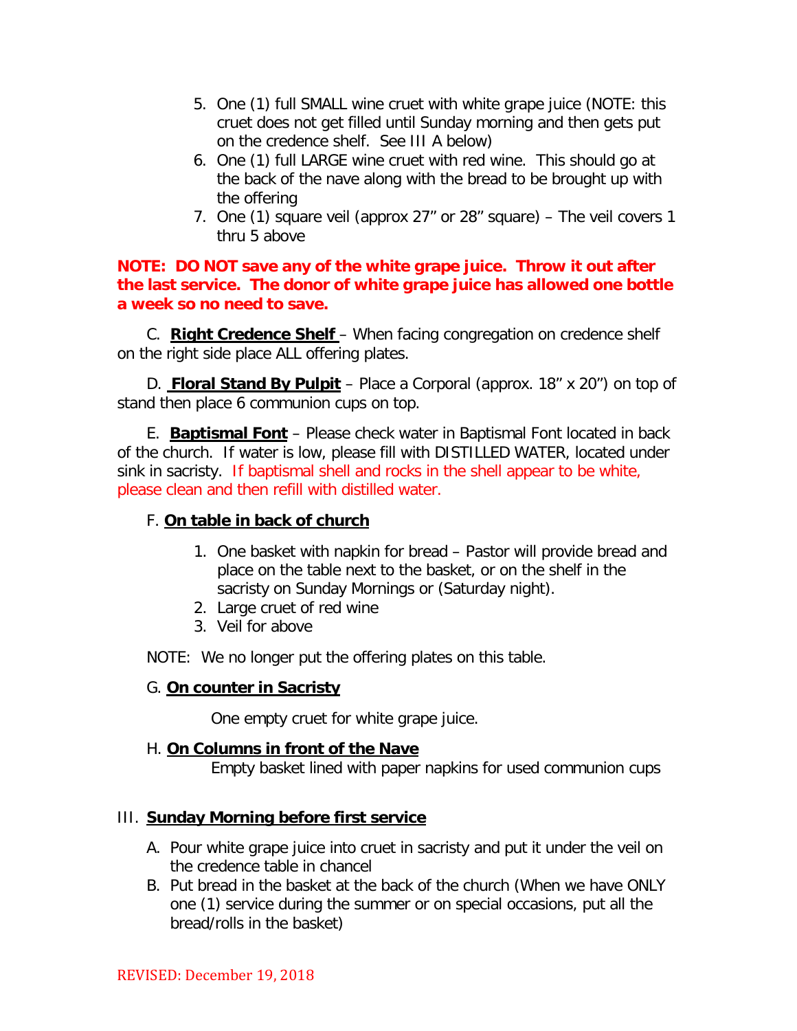5. One (1) full SMALL wine cruet with white grape juice (NOTE: this cruet does not get filled until Sunday morning and then gets put on the credence shelf. See III A below)
6. One (1) full LARGE wine cruet with red wine. This should go at the back of the nave along with the bread to be brought up with the offering
7. One (1) square veil (approx 27" or 28" square) – The veil covers 1 thru 5 above

**NOTE: DO NOT save any of the white grape juice. Throw it out after the last service. The donor of white grape juice has allowed one bottle a week so no need to save.**

C. **Right Credence Shelf** – When facing congregation on credence shelf on the right side place ALL offering plates.

D. **Floral Stand By Pulpit** – Place a Corporal (approx. 18" x 20") on top of stand then place 6 communion cups on top.

E. **Baptismal Font** – Please check water in Baptismal Font located in back of the church. If water is low, please fill with DISTILLED WATER, located under sink in sacristy. If baptismal shell and rocks in the shell appear to be white, please clean and then refill with distilled water.

F. **On table in back of church**

1. One basket with napkin for bread – Pastor will provide bread and place on the table next to the basket, or on the shelf in the sacristy on Sunday Mornings or (Saturday night).
2. Large cruet of red wine
3. Veil for above

NOTE: We no longer put the offering plates on this table.

G. **On counter in Sacristy**

One empty cruet for white grape juice.

H. **On Columns in front of the Nave**

Empty basket lined with paper napkins for used communion cups

## III. Sunday Morning before first service

A. Pour white grape juice into cruet in sacristy and put it under the veil on the credence table in chancel

B. Put bread in the basket at the back of the church (When we have ONLY one (1) service during the summer or on special occasions, put all the bread/rolls in the basket)

REVISED: December 19, 2018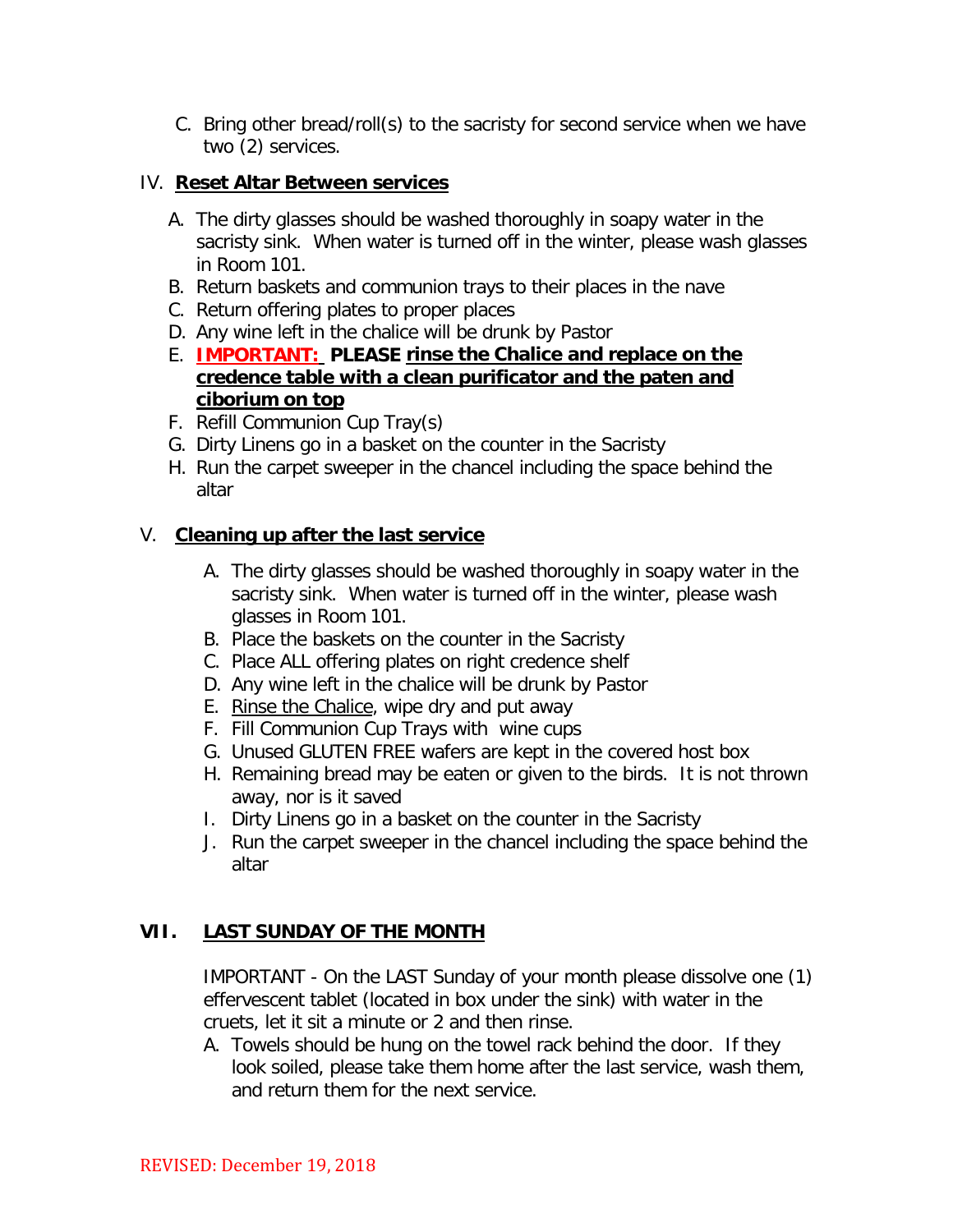C. Bring other bread/roll(s) to the sacristy for second service when we have two (2) services.

IV. **Reset Altar Between services**

A. The dirty glasses should be washed thoroughly in soapy water in the sacristy sink. When water is turned off in the winter, please wash glasses in Room 101.
B. Return baskets and communion trays to their places in the nave
C. Return offering plates to proper places
D. Any wine left in the chalice will be drunk by Pastor
E. **IMPORTANT: PLEASE rinse the Chalice and replace on the credence table with a clean purificator and the paten and ciborium on top**
F. Refill Communion Cup Tray(s)
G. Dirty Linens go in a basket on the counter in the Sacristy
H. Run the carpet sweeper in the chancel including the space behind the altar

V. **Cleaning up after the last service**

A. The dirty glasses should be washed thoroughly in soapy water in the sacristy sink. When water is turned off in the winter, please wash glasses in Room 101.
B. Place the baskets on the counter in the Sacristy
C. Place ALL offering plates on right credence shelf
D. Any wine left in the chalice will be drunk by Pastor
E. Rinse the Chalice, wipe dry and put away
F. Fill Communion Cup Trays with wine cups
G. Unused GLUTEN FREE wafers are kept in the covered host box
H. Remaining bread may be eaten or given to the birds. It is not thrown away, nor is it saved
I. Dirty Linens go in a basket on the counter in the Sacristy
J. Run the carpet sweeper in the chancel including the space behind the altar

**VII. LAST SUNDAY OF THE MONTH**

IMPORTANT - On the LAST Sunday of your month please dissolve one (1) effervescent tablet (located in box under the sink) with water in the cruets, let it sit a minute or 2 and then rinse.

A. Towels should be hung on the towel rack behind the door. If they look soiled, please take them home after the last service, wash them, and return them for the next service.

REVISED: December 19, 2018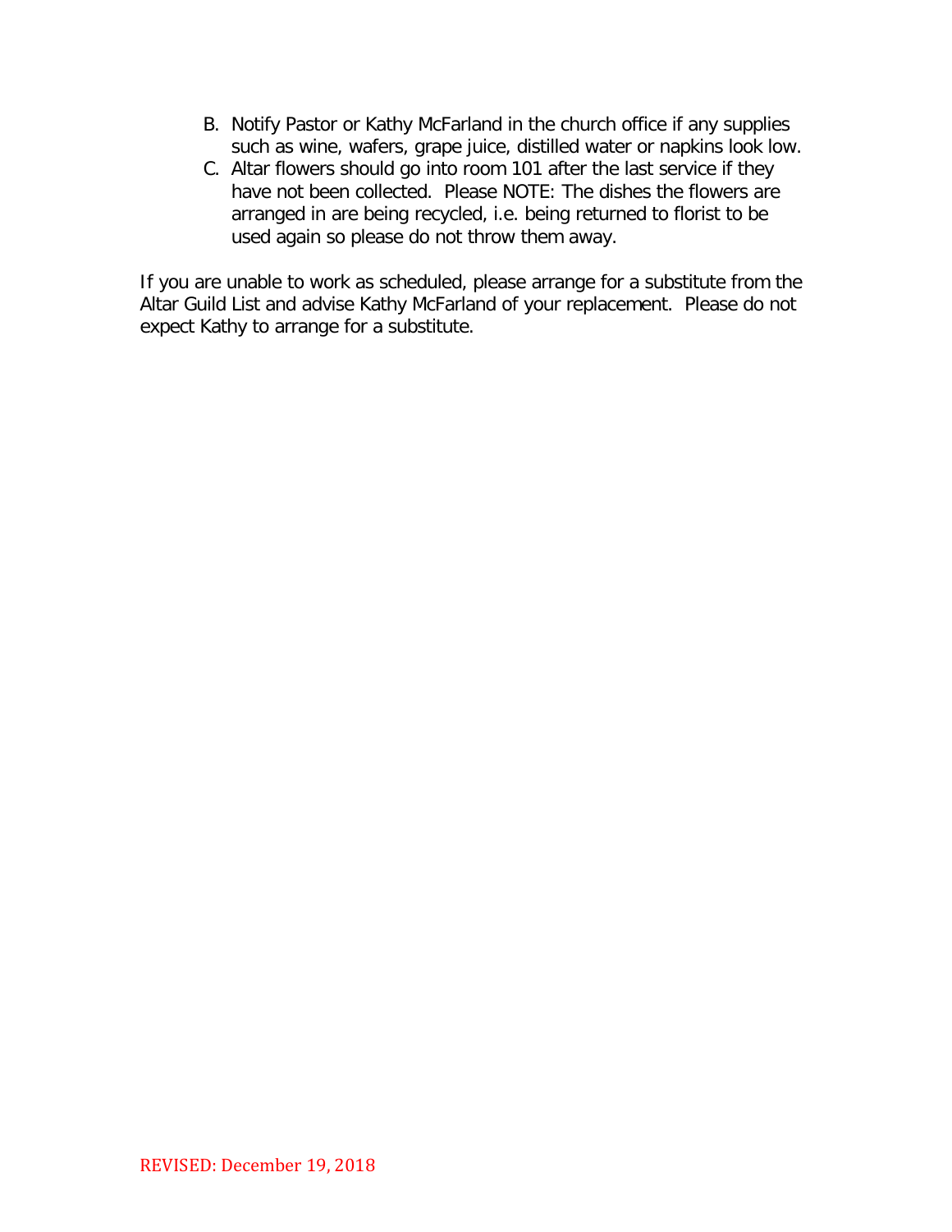B. Notify Pastor or Kathy McFarland in the church office if any supplies such as wine, wafers, grape juice, distilled water or napkins look low.
C. Altar flowers should go into room 101 after the last service if they have not been collected. Please NOTE: The dishes the flowers are arranged in are being recycled, i.e. being returned to florist to be used again so please do not throw them away.

If you are unable to work as scheduled, please arrange for a substitute from the Altar Guild List and advise Kathy McFarland of your replacement. Please do not expect Kathy to arrange for a substitute.

REVISED: December 19, 2018